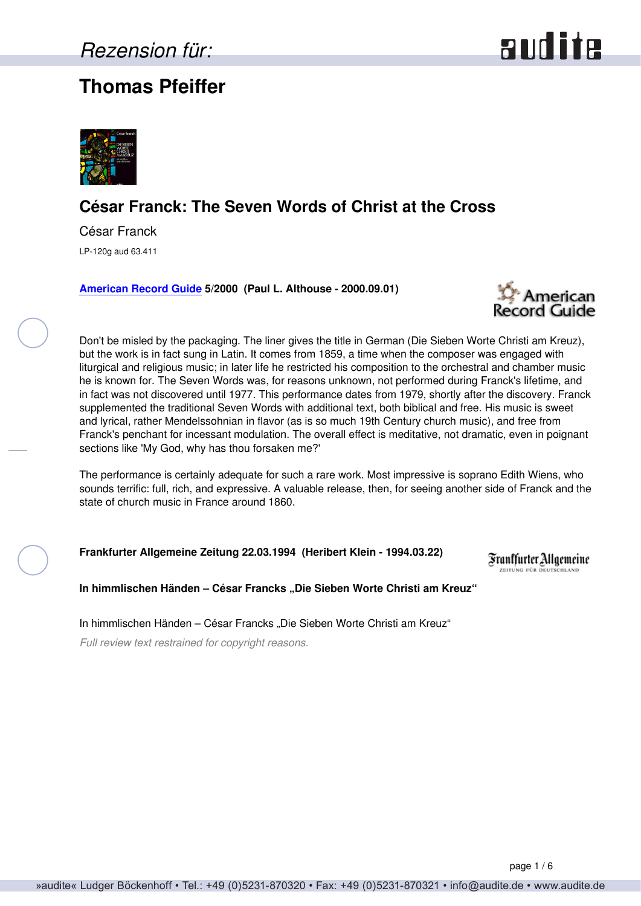*Rezension für:*

# Thomas Pfeiffer

## César Franck: The Seven Words of Christ at the Cross

César Franck

LP-120g aud 63.411

**American Record Guide 5/2000 (Paul L. Althouse - 2000.09.01)**

Don't be misled by the packaging. The liner gives the title in German (Die Sieben Worte Christi am Kreuz), but the work is in fact sung in Latin. It comes from 1859, a time when the composer was engaged with liturgical and religious music; in later life he restricted his composition to the orchestral and chamber music he is known for. The Seven Words was, for reasons unknown, not performed during Franck's lifetime, and in fact was not discovered until 1977. This performance dates from 1979, shortly after the discovery. Franck supplemented the traditional Seven Words with additional text, both biblical and free. His music is sweet and lyrical, rather Mendelssohnian in flavor (as is so much 19th Century church music), and free from Franck's penchant for incessant modulation. The overall effect is meditative, not dramatic, even in poignant sections like 'My God, why has thou forsaken me?'

The performance is certainly adequate for such a rare work. Most impressive is soprano Edith Wiens, who sounds terrific: full, rich, and expressive. A valuable release, then, for seeing another side of Franck and the state of church music in France around 1860.

**Frankfurter Allgemeine Zeitung 22.03.1994 (Heribert Klein - 1994.03.22)**

**In himmlischen Händen – César Francks „Die Sieben Worte Christi am Kreuz“**

In himmlischen Händen – César Francks „Die Sieben Worte Christi am Kreuz“

*Full review text restrained for copyright reasons.*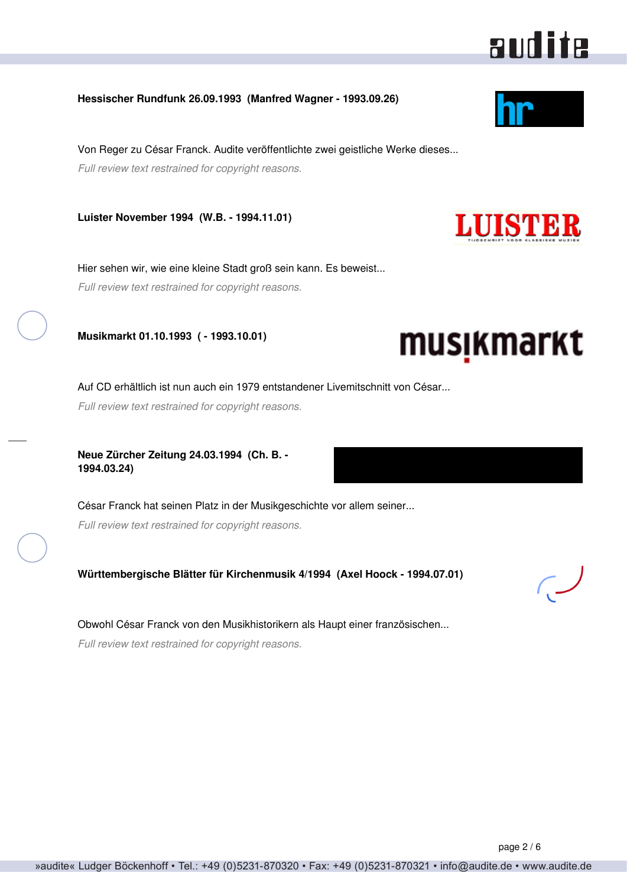**Hessischer Rundfunk 26.09.1993 (Manfred Wagner - 1993.09.26)**

Von Reger zu César Franck. Audite veröffentlichte zwei geistliche Werke dieses...

*Full review text restrained for copyright reasons.*

**Luister November 1994 (W.B. - 1994.11.01)**

Hier sehen wir, wie eine kleine Stadt groß sein kann. Es beweist...

*Full review text restrained for copyright reasons.*

**Musikmarkt 01.10.1993 ( - 1993.10.01)**

Auf CD erhältlich ist nun auch ein 1979 entstandener Livemitschnitt von César...

*Full review text restrained for copyright reasons.*

**Neue Zürcher Zeitung 24.03.1994 (Ch. B. - 1994.03.24)**

César Franck hat seinen Platz in der Musikgeschichte vor allem seiner...

*Full review text restrained for copyright reasons.*

**Württembergische Blätter für Kirchenmusik 4/1994 (Axel Hoock - 1994.07.01)**

Obwohl César Franck von den Musikhistorikern als Haupt einer französischen...

*Full review text restrained for copyright reasons.*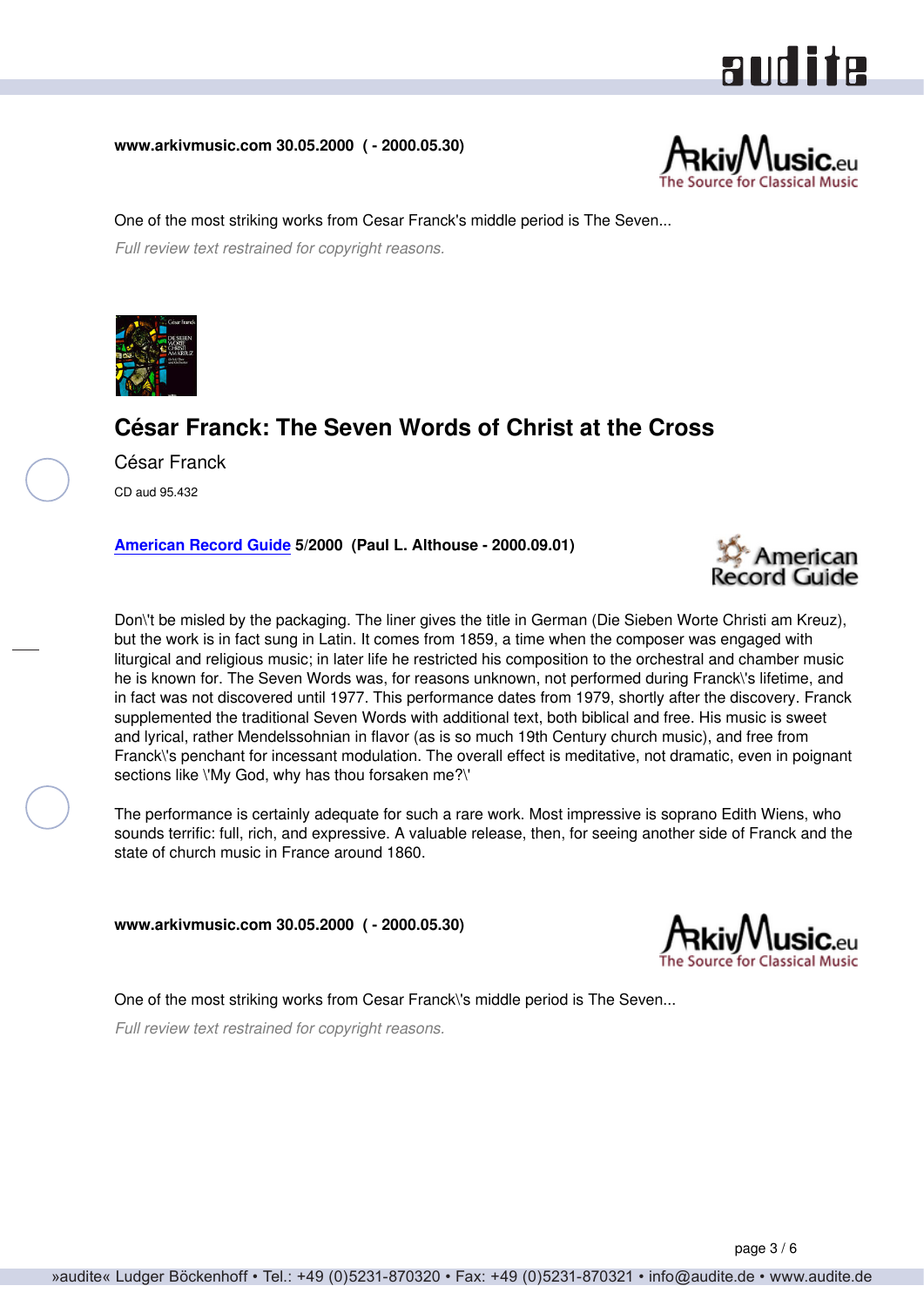**www.arkivmusic.com 30.05.2000 ( - 2000.05.30)**

One of the most striking works from Cesar Franck's middle period is The Seven...

*Full review text restrained for copyright reasons.*

# César Franck: The Seven Words of Christ at the Cross

César Franck

CD aud 95.432

**American Record Guide 5/2000 (Paul L. Althouse - 2000.09.01)**

Don\'t be misled by the packaging. The liner gives the title in German (Die Sieben Worte Christi am Kreuz), but the work is in fact sung in Latin. It comes from 1859, a time when the composer was engaged with liturgical and religious music; in later life he restricted his composition to the orchestral and chamber music he is known for. The Seven Words was, for reasons unknown, not performed during Franck\'s lifetime, and in fact was not discovered until 1977. This performance dates from 1979, shortly after the discovery. Franck supplemented the traditional Seven Words with additional text, both biblical and free. His music is sweet and lyrical, rather Mendelssohnian in flavor (as is so much 19th Century church music), and free from Franck\'s penchant for incessant modulation. The overall effect is meditative, not dramatic, even in poignant sections like \'My God, why has thou forsaken me?\'

The performance is certainly adequate for such a rare work. Most impressive is soprano Edith Wiens, who sounds terrific: full, rich, and expressive. A valuable release, then, for seeing another side of Franck and the state of church music in France around 1860.

**www.arkivmusic.com 30.05.2000 ( - 2000.05.30)**

One of the most striking works from Cesar Franck\'s middle period is The Seven...

*Full review text restrained for copyright reasons.*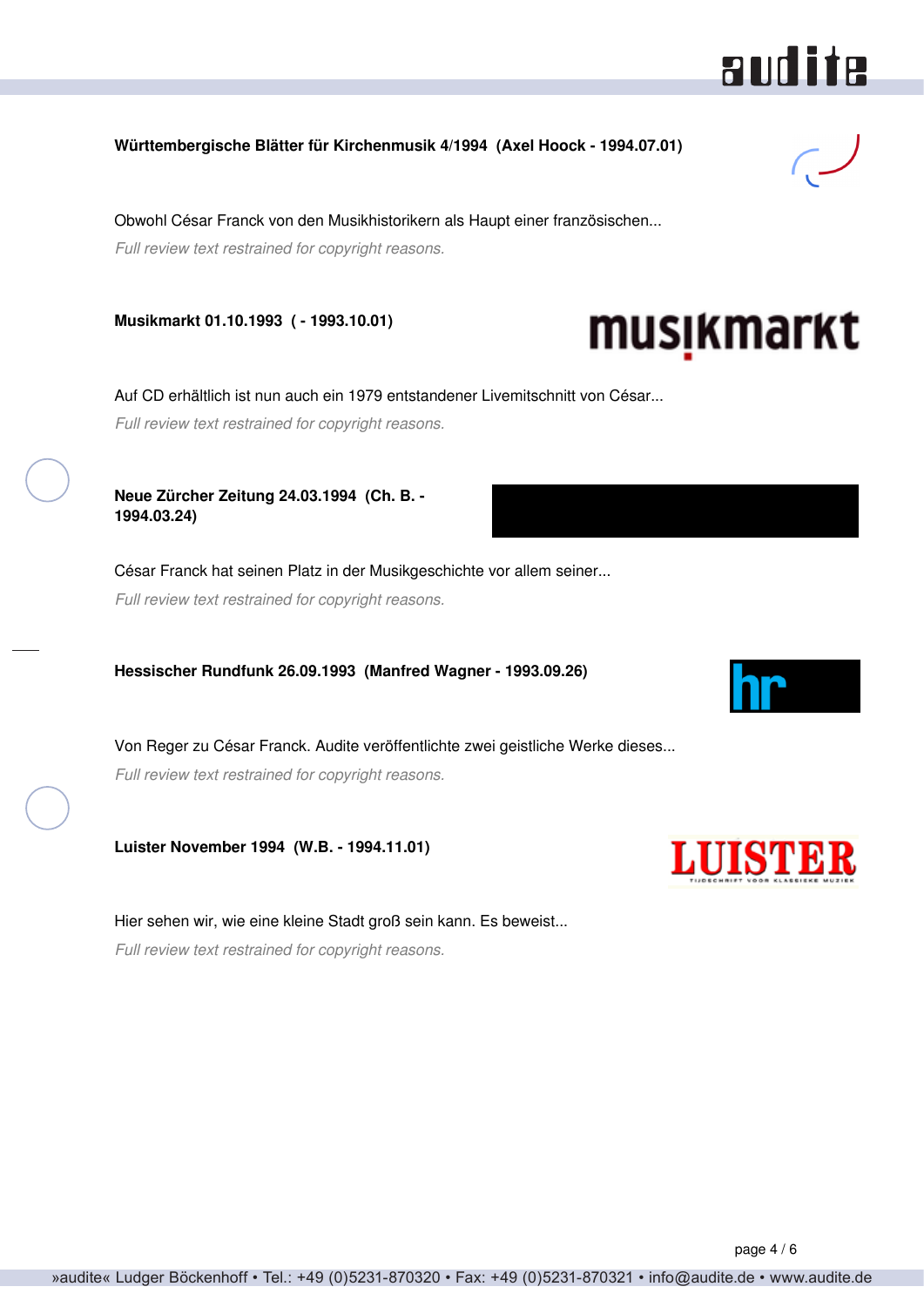**Württembergische Blätter für Kirchenmusik 4/1994 (Axel Hoock - 1994.07.01)**

Obwohl César Franck von den Musikhistorikern als Haupt einer französischen...

*Full review text restrained for copyright reasons.*

**Musikmarkt 01.10.1993 ( - 1993.10.01)**

Auf CD erhältlich ist nun auch ein 1979 entstandener Livemitschnitt von César...

*Full review text restrained for copyright reasons.*

**Neue Zürcher Zeitung 24.03.1994 (Ch. B. - 1994.03.24)**

César Franck hat seinen Platz in der Musikgeschichte vor allem seiner...

*Full review text restrained for copyright reasons.*

**Hessischer Rundfunk 26.09.1993 (Manfred Wagner - 1993.09.26)**

Von Reger zu César Franck. Audite veröffentlichte zwei geistliche Werke dieses...

*Full review text restrained for copyright reasons.*

**Luister November 1994 (W.B. - 1994.11.01)**

Hier sehen wir, wie eine kleine Stadt groß sein kann. Es beweist...

*Full review text restrained for copyright reasons.*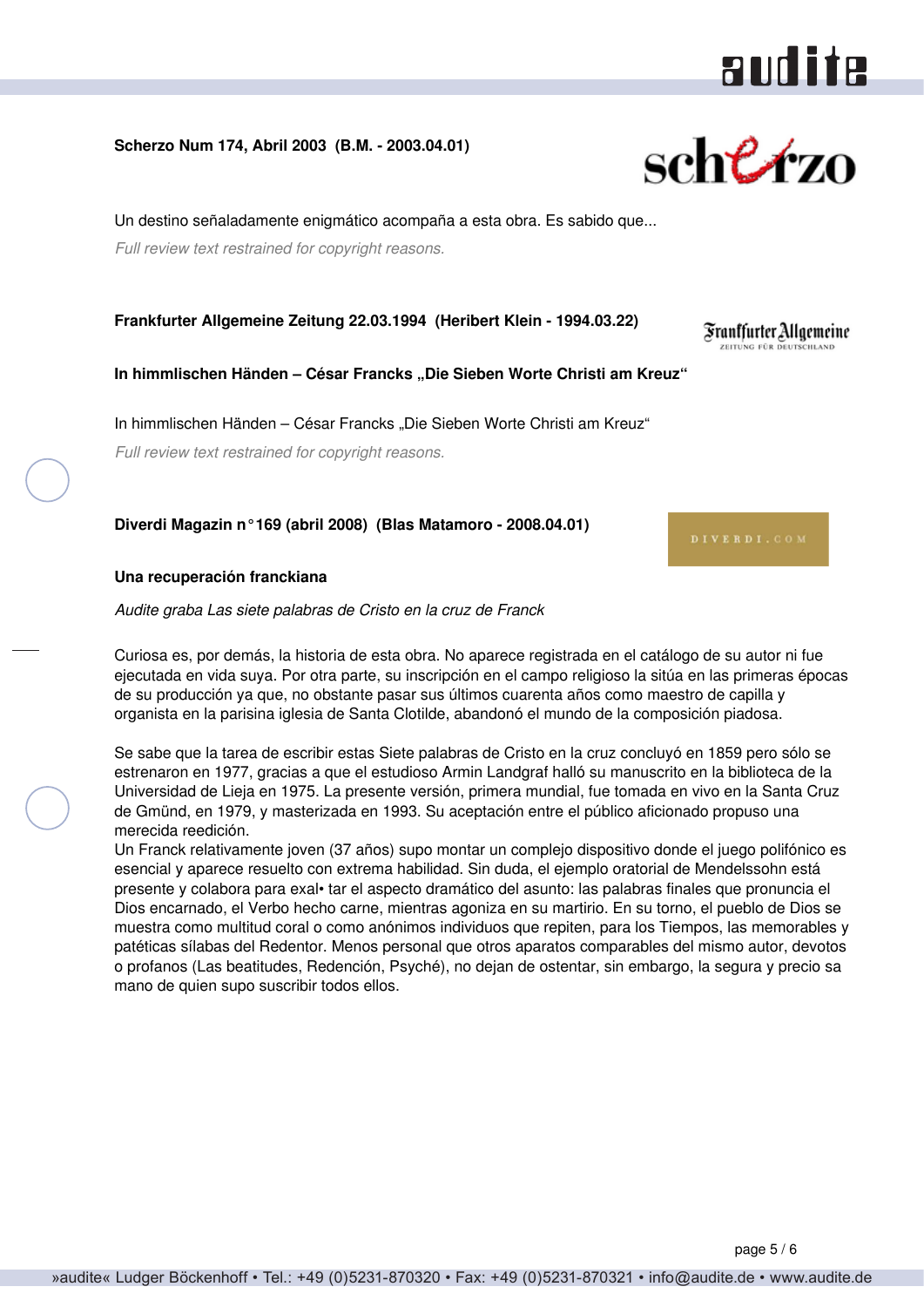**Scherzo Num 174, Abril 2003 (B.M. - 2003.04.01)**

Un destino señaladamente enigmático acompaña a esta obra. Es sabido que...

*Full review text restrained for copyright reasons.*

**Frankfurter Allgemeine Zeitung 22.03.1994 (Heribert Klein - 1994.03.22)**

**In himmlischen Händen – César Francks „Die Sieben Worte Christi am Kreuz“**

In himmlischen Händen – César Francks „Die Sieben Worte Christi am Kreuz“

*Full review text restrained for copyright reasons.*

**Diverdi Magazin n°169 (abril 2008) (Blas Matamoro - 2008.04.01)**

**Una recuperación franckiana**

*Audite graba Las siete palabras de Cristo en la cruz de Franck*

Curiosa es, por demás, la historia de esta obra. No aparece registrada en el catálogo de su autor ni fue ejecutada en vida suya. Por otra parte, su inscripción en el campo religioso la sitúa en las primeras épocas de su producción ya que, no obstante pasar sus últimos cuarenta años como maestro de capilla y organista en la parisina iglesia de Santa Clotilde, abandonó el mundo de la composición piadosa.

Se sabe que la tarea de escribir estas Siete palabras de Cristo en la cruz concluyó en 1859 pero sólo se estrenaron en 1977, gracias a que el estudioso Armin Landgraf halló su manuscrito en la biblioteca de la Universidad de Lieja en 1975. La presente versión, primera mundial, fue tomada en vivo en la Santa Cruz de Gmünd, en 1979, y masterizada en 1993. Su aceptación entre el público aficionado propuso una merecida reedición.
Un Franck relativamente joven (37 años) supo montar un complejo dispositivo donde el juego polifónico es esencial y aparece resuelto con extrema habilidad. Sin duda, el ejemplo oratorial de Mendelssohn está presente y colabora para exal• tar el aspecto dramático del asunto: las palabras finales que pronuncia el Dios encarnado, el Verbo hecho carne, mientras agoniza en su martirio. En su torno, el pueblo de Dios se muestra como multitud coral o como anónimos individuos que repiten, para los Tiempos, las memorables y patéticas sílabas del Redentor. Menos personal que otros aparatos comparables del mismo autor, devotos o profanos (Las beatitudes, Redención, Psyché), no dejan de ostentar, sin embargo, la segura y precio sa mano de quien supo suscribir todos ellos.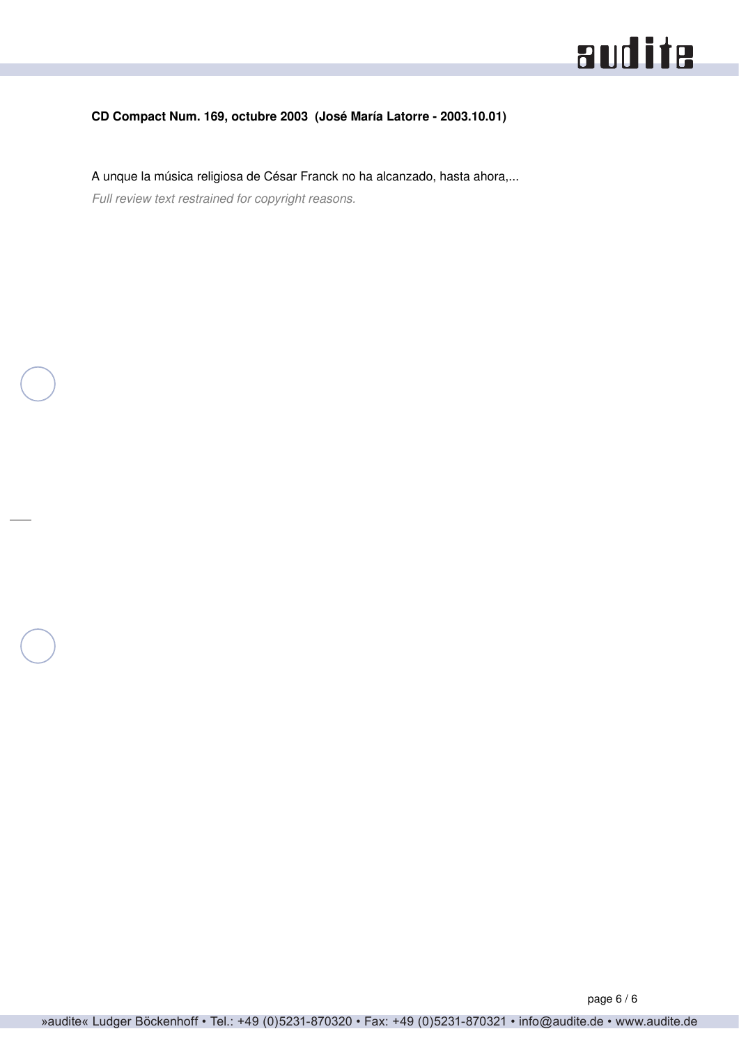**CD Compact Num. 169, octubre 2003 (José María Latorre - 2003.10.01)**

A unque la música religiosa de César Franck no ha alcanzado, hasta ahora,...

*Full review text restrained for copyright reasons.*